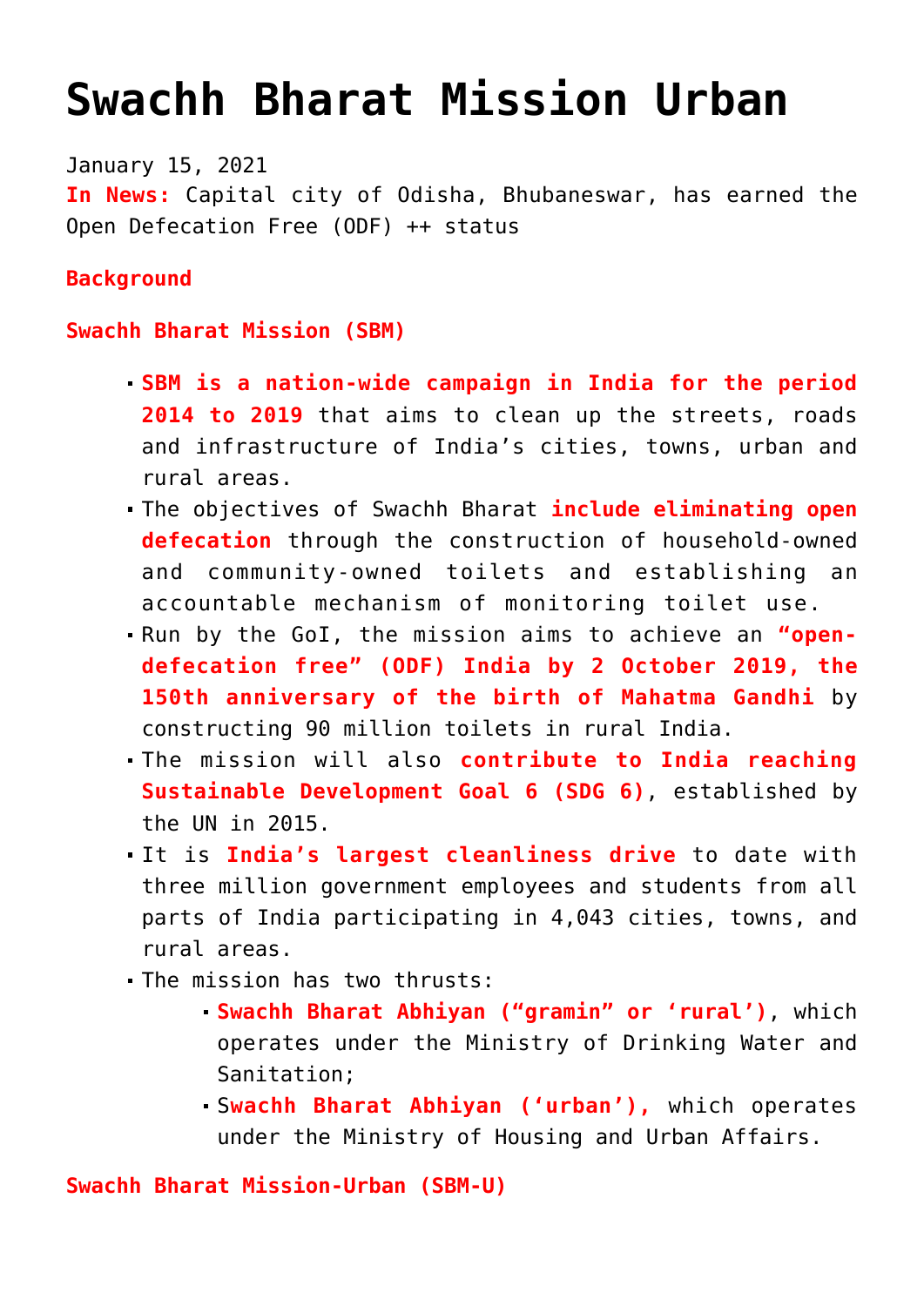# Swachh Bharat Mission Urban

January 15, 2021

**In News:** Capital city of Odisha, Bhubaneswar, has earned the Open Defecation Free (ODF) ++ status

**Background**

**Swachh Bharat Mission (SBM)**

- **SBM is a nation-wide campaign in India for the period 2014 to 2019** that aims to clean up the streets, roads and infrastructure of India's cities, towns, urban and rural areas.
- The objectives of Swachh Bharat **include eliminating open defecation** through the construction of household-owned and community-owned toilets and establishing an accountable mechanism of monitoring toilet use.
- Run by the GoI, the mission aims to achieve an **"open-defecation free" (ODF) India by 2 October 2019, the 150th anniversary of the birth of Mahatma Gandhi** by constructing 90 million toilets in rural India.
- The mission will also **contribute to India reaching Sustainable Development Goal 6 (SDG 6)**, established by the UN in 2015.
- It is **India's largest cleanliness drive** to date with three million government employees and students from all parts of India participating in 4,043 cities, towns, and rural areas.
- The mission has two thrusts:
  - **Swachh Bharat Abhiyan ("gramin" or 'rural')**, which operates under the Ministry of Drinking Water and Sanitation;
  - **Swachh Bharat Abhiyan ('urban')**, which operates under the Ministry of Housing and Urban Affairs.

**Swachh Bharat Mission-Urban (SBM-U)**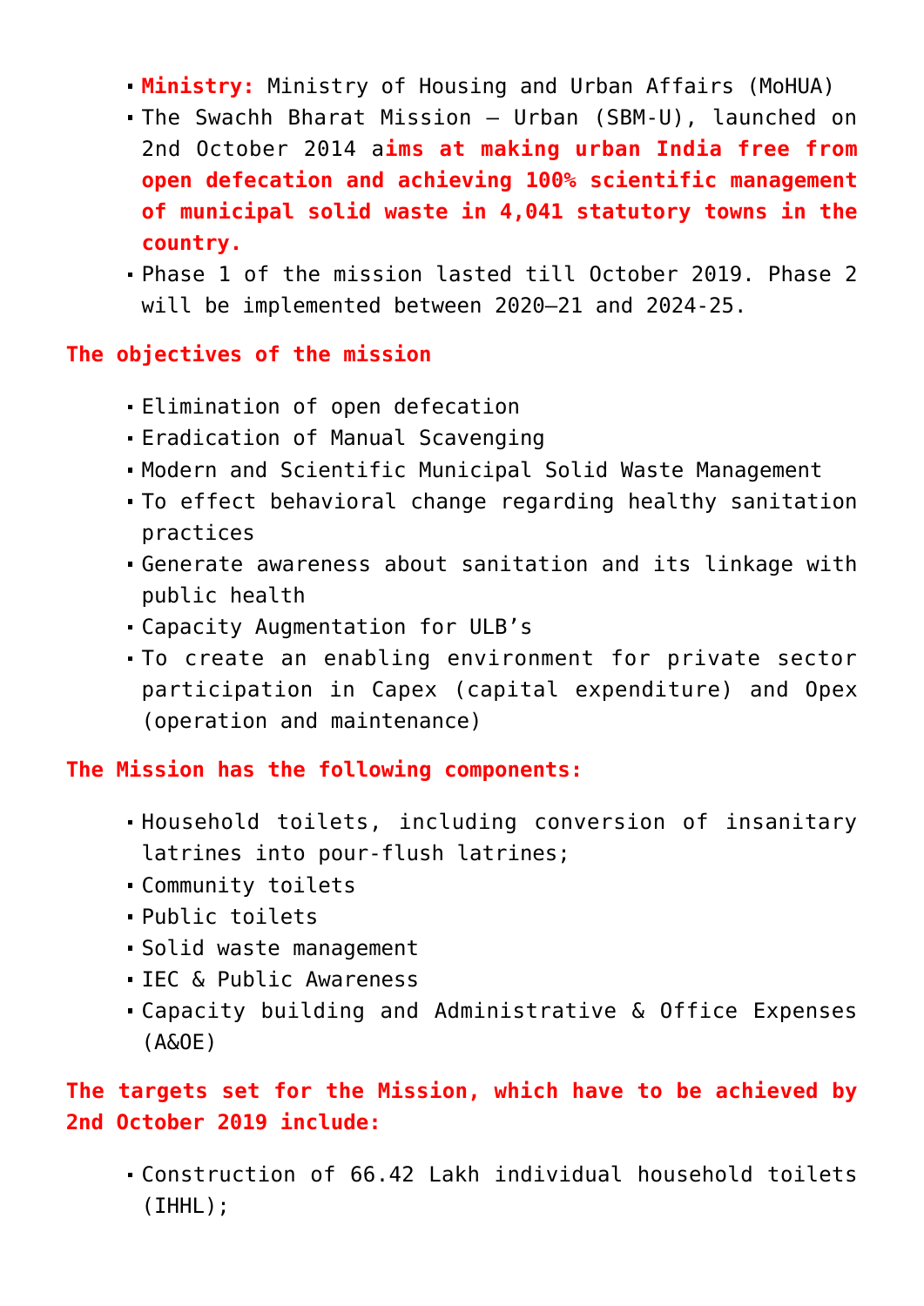- **Ministry:** Ministry of Housing and Urban Affairs (MoHUA)
- The Swachh Bharat Mission – Urban (SBM-U), launched on 2nd October 2014 a**ims at making urban India free from open defecation and achieving 100% scientific management of municipal solid waste in 4,041 statutory towns in the country.**
- Phase 1 of the mission lasted till October 2019. Phase 2 will be implemented between 2020–21 and 2024-25.

**The objectives of the mission**

- Elimination of open defecation
- Eradication of Manual Scavenging
- Modern and Scientific Municipal Solid Waste Management
- To effect behavioral change regarding healthy sanitation practices
- Generate awareness about sanitation and its linkage with public health
- Capacity Augmentation for ULB's
- To create an enabling environment for private sector participation in Capex (capital expenditure) and Opex (operation and maintenance)

**The Mission has the following components:**

- Household toilets, including conversion of insanitary latrines into pour-flush latrines;
- Community toilets
- Public toilets
- Solid waste management
- IEC & Public Awareness
- Capacity building and Administrative & Office Expenses (A&OE)

**The targets set for the Mission, which have to be achieved by 2nd October 2019 include:**

- Construction of 66.42 Lakh individual household toilets (IHHL);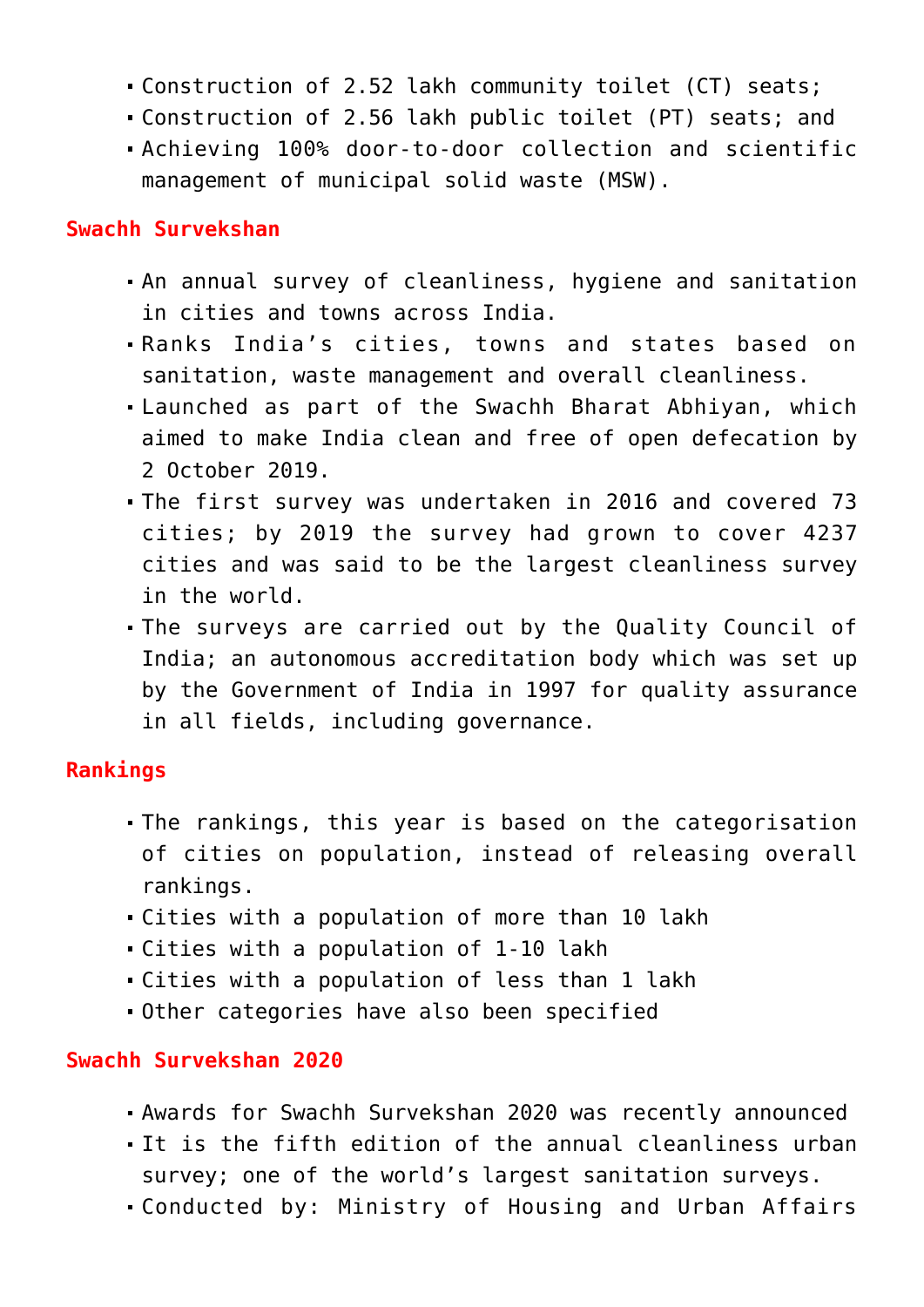- Construction of 2.52 lakh community toilet (CT) seats;
- Construction of 2.56 lakh public toilet (PT) seats; and
- Achieving 100% door-to-door collection and scientific management of municipal solid waste (MSW).

## Swachh Survekshan

- An annual survey of cleanliness, hygiene and sanitation in cities and towns across India.
- Ranks India's cities, towns and states based on sanitation, waste management and overall cleanliness.
- Launched as part of the Swachh Bharat Abhiyan, which aimed to make India clean and free of open defecation by 2 October 2019.
- The first survey was undertaken in 2016 and covered 73 cities; by 2019 the survey had grown to cover 4237 cities and was said to be the largest cleanliness survey in the world.
- The surveys are carried out by the Quality Council of India; an autonomous accreditation body which was set up by the Government of India in 1997 for quality assurance in all fields, including governance.

## Rankings

- The rankings, this year is based on the categorisation of cities on population, instead of releasing overall rankings.
- Cities with a population of more than 10 lakh
- Cities with a population of 1-10 lakh
- Cities with a population of less than 1 lakh
- Other categories have also been specified

## Swachh Survekshan 2020

- Awards for Swachh Survekshan 2020 was recently announced
- It is the fifth edition of the annual cleanliness urban survey; one of the world's largest sanitation surveys.
- Conducted by: Ministry of Housing and Urban Affairs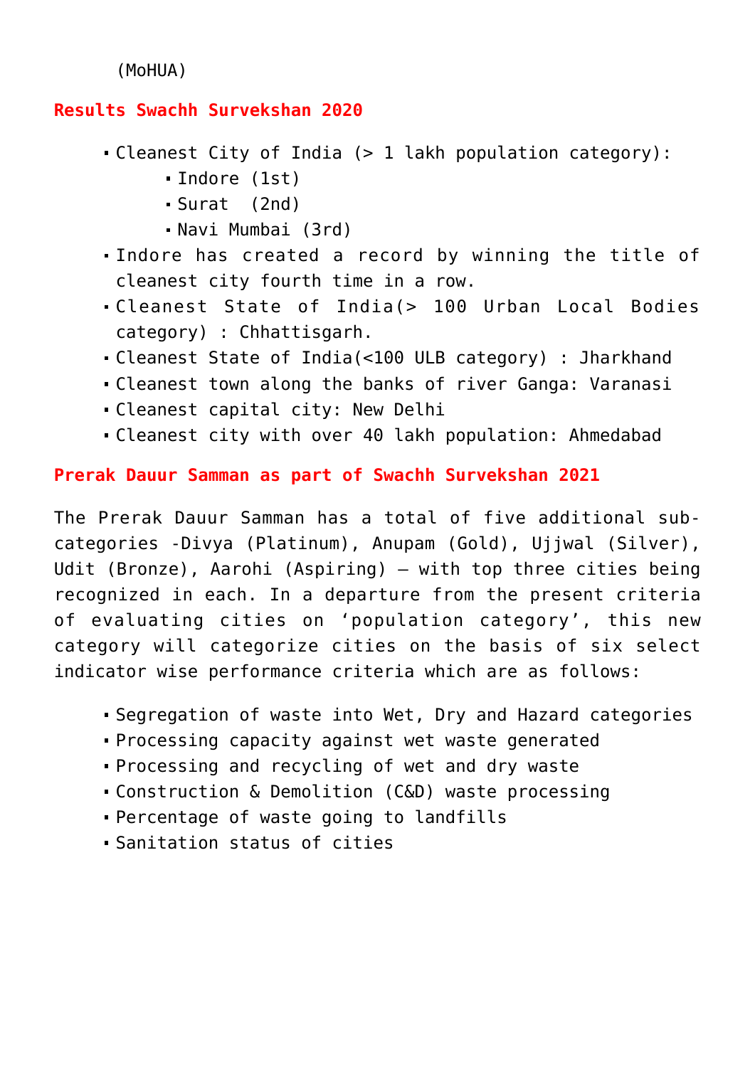(MoHUA)

## Results Swachh Survekshan 2020

- Cleanest City of India (> 1 lakh population category):
  - Indore (1st)
  - Surat (2nd)
  - Navi Mumbai (3rd)
- Indore has created a record by winning the title of cleanest city fourth time in a row.
- Cleanest State of India(> 100 Urban Local Bodies category) : Chhattisgarh.
- Cleanest State of India(<100 ULB category) : Jharkhand
- Cleanest town along the banks of river Ganga: Varanasi
- Cleanest capital city: New Delhi
- Cleanest city with over 40 lakh population: Ahmedabad

## Prerak Dauur Samman as part of Swachh Survekshan 2021

The Prerak Dauur Samman has a total of five additional sub-categories -Divya (Platinum), Anupam (Gold), Ujjwal (Silver), Udit (Bronze), Aarohi (Aspiring) – with top three cities being recognized in each. In a departure from the present criteria of evaluating cities on 'population category', this new category will categorize cities on the basis of six select indicator wise performance criteria which are as follows:

- Segregation of waste into Wet, Dry and Hazard categories
- Processing capacity against wet waste generated
- Processing and recycling of wet and dry waste
- Construction & Demolition (C&D) waste processing
- Percentage of waste going to landfills
- Sanitation status of cities